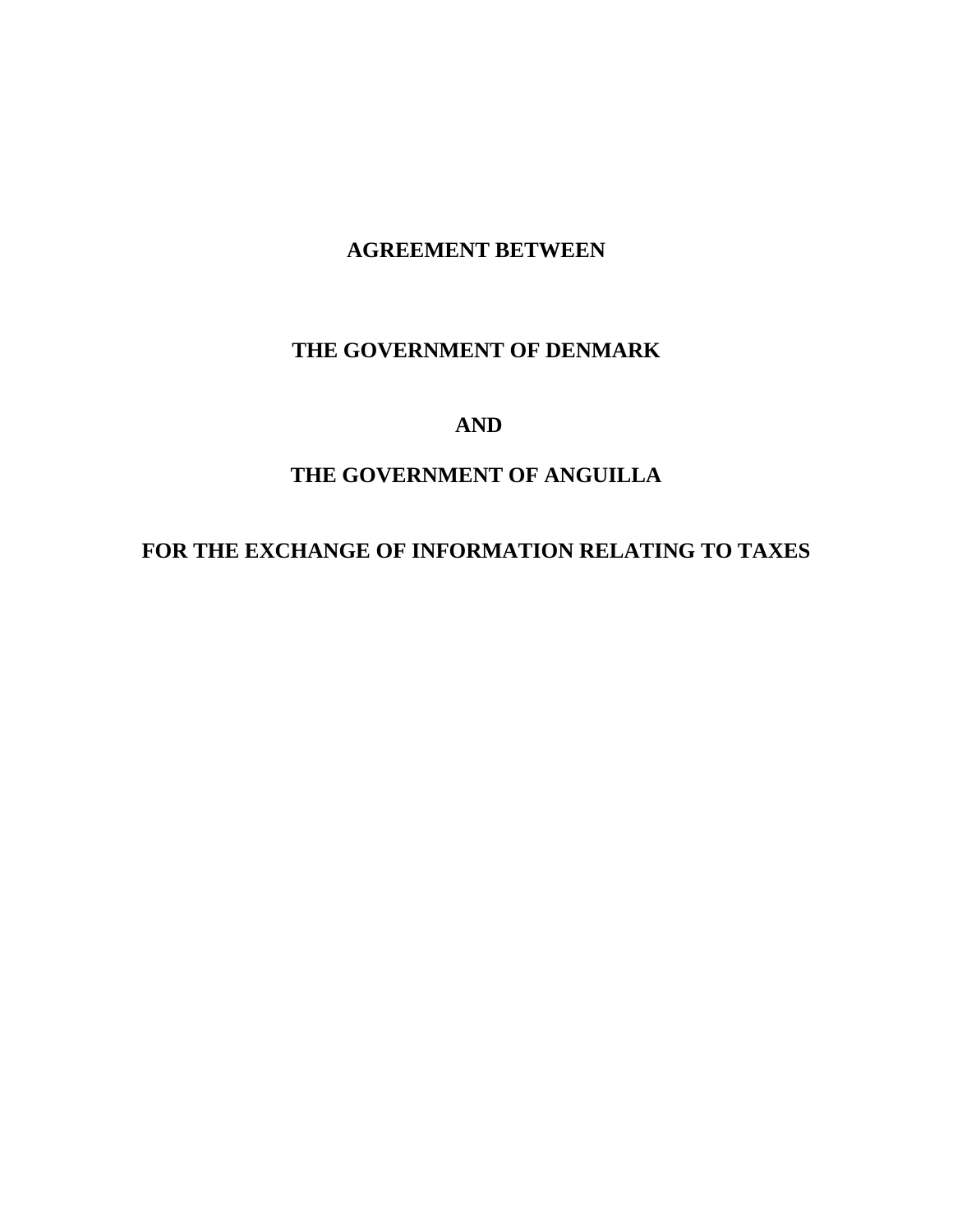# AGREEMENT BETWEEN

# THE GOVERNMENT OF DENMARK

# AND

# THE GOVERNMENT OF ANGUILLA

# FOR THE EXCHANGE OF INFORMATION RELATING TO TAXES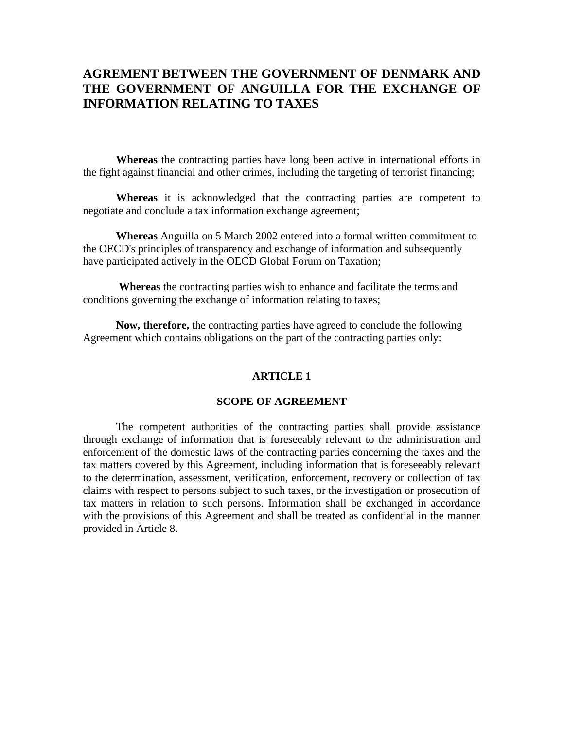# AGREMENT BETWEEN THE GOVERNMENT OF DENMARK AND THE GOVERNMENT OF ANGUILLA FOR THE EXCHANGE OF INFORMATION RELATING TO TAXES

**Whereas** the contracting parties have long been active in international efforts in the fight against financial and other crimes, including the targeting of terrorist financing;

**Whereas** it is acknowledged that the contracting parties are competent to negotiate and conclude a tax information exchange agreement;

**Whereas** Anguilla on 5 March 2002 entered into a formal written commitment to the OECD's principles of transparency and exchange of information and subsequently have participated actively in the OECD Global Forum on Taxation;

**Whereas** the contracting parties wish to enhance and facilitate the terms and conditions governing the exchange of information relating to taxes;

**Now, therefore,** the contracting parties have agreed to conclude the following Agreement which contains obligations on the part of the contracting parties only:

## ARTICLE 1

## SCOPE OF AGREEMENT

The competent authorities of the contracting parties shall provide assistance through exchange of information that is foreseeably relevant to the administration and enforcement of the domestic laws of the contracting parties concerning the taxes and the tax matters covered by this Agreement, including information that is foreseeably relevant to the determination, assessment, verification, enforcement, recovery or collection of tax claims with respect to persons subject to such taxes, or the investigation or prosecution of tax matters in relation to such persons. Information shall be exchanged in accordance with the provisions of this Agreement and shall be treated as confidential in the manner provided in Article 8.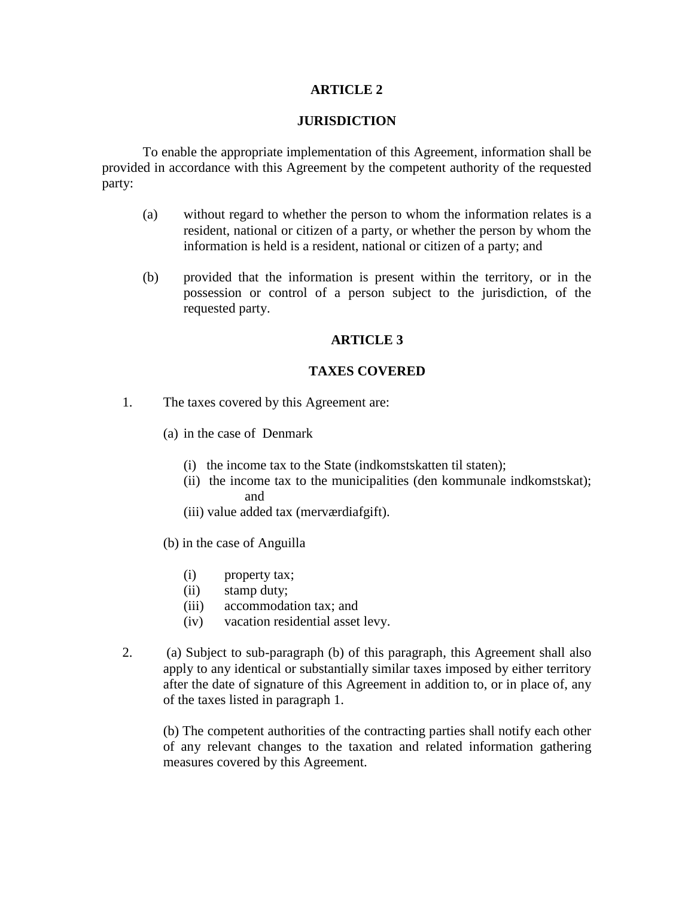## ARTICLE 2

## JURISDICTION

To enable the appropriate implementation of this Agreement, information shall be provided in accordance with this Agreement by the competent authority of the requested party:

(a) without regard to whether the person to whom the information relates is a resident, national or citizen of a party, or whether the person by whom the information is held is a resident, national or citizen of a party; and

(b) provided that the information is present within the territory, or in the possession or control of a person subject to the jurisdiction, of the requested party.

## ARTICLE 3

## TAXES COVERED

1. The taxes covered by this Agreement are:

   (a) in the case of Denmark

   (i) the income tax to the State (indkomstskatten til staten);
   (ii) the income tax to the municipalities (den kommunale indkomstskat); and
   (iii) value added tax (merværdiafgift).

   (b) in the case of Anguilla

   (i) property tax;
   (ii) stamp duty;
   (iii) accommodation tax; and
   (iv) vacation residential asset levy.

2. (a) Subject to sub-paragraph (b) of this paragraph, this Agreement shall also apply to any identical or substantially similar taxes imposed by either territory after the date of signature of this Agreement in addition to, or in place of, any of the taxes listed in paragraph 1.

   (b) The competent authorities of the contracting parties shall notify each other of any relevant changes to the taxation and related information gathering measures covered by this Agreement.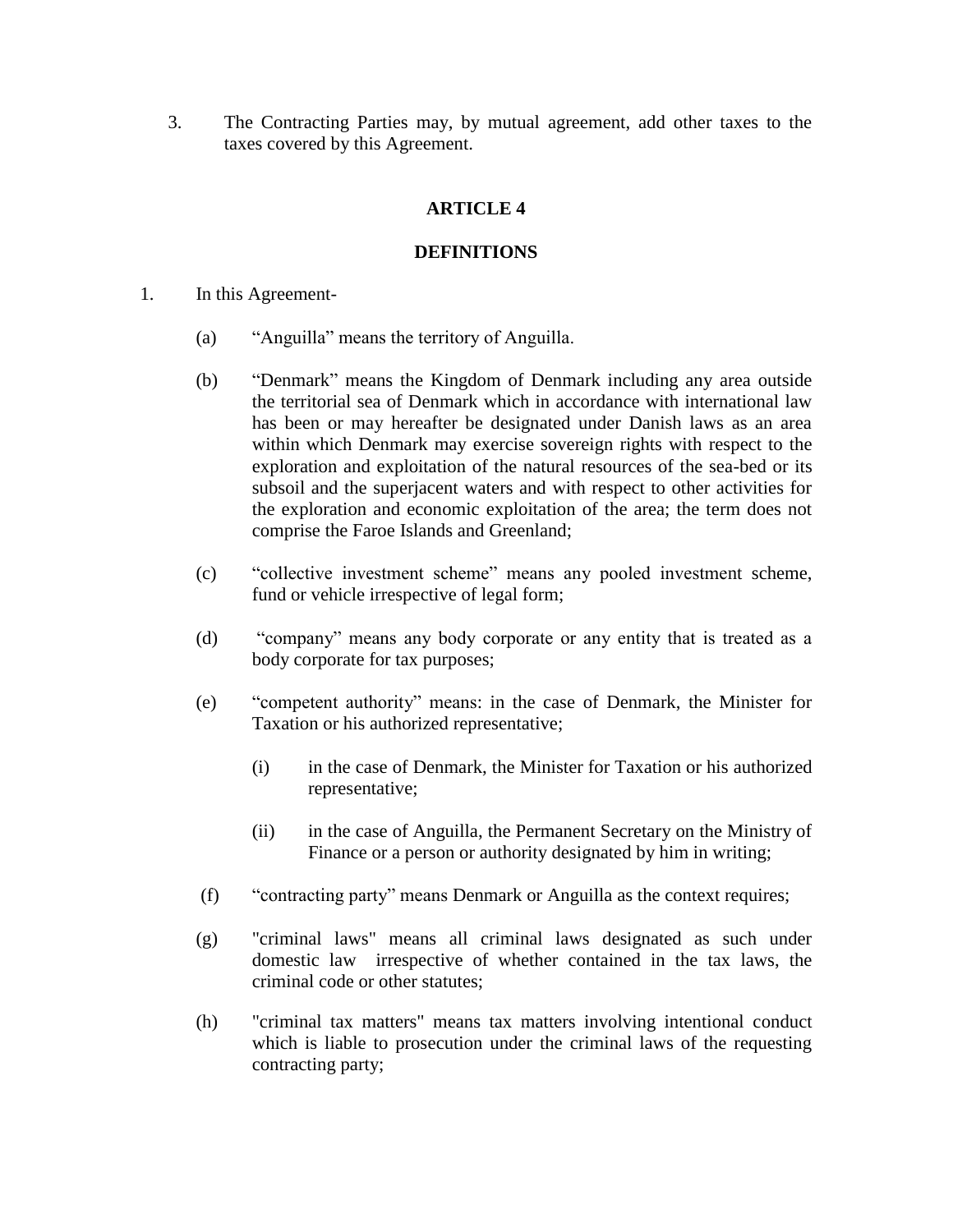3. The Contracting Parties may, by mutual agreement, add other taxes to the taxes covered by this Agreement.

**ARTICLE 4**

**DEFINITIONS**

1. In this Agreement-

   (a) "Anguilla" means the territory of Anguilla.

   (b) "Denmark" means the Kingdom of Denmark including any area outside the territorial sea of Denmark which in accordance with international law has been or may hereafter be designated under Danish laws as an area within which Denmark may exercise sovereign rights with respect to the exploration and exploitation of the natural resources of the sea-bed or its subsoil and the superjacent waters and with respect to other activities for the exploration and economic exploitation of the area; the term does not comprise the Faroe Islands and Greenland;

   (c) "collective investment scheme" means any pooled investment scheme, fund or vehicle irrespective of legal form;

   (d) "company" means any body corporate or any entity that is treated as a body corporate for tax purposes;

   (e) "competent authority" means: in the case of Denmark, the Minister for Taxation or his authorized representative;

      (i) in the case of Denmark, the Minister for Taxation or his authorized representative;

      (ii) in the case of Anguilla, the Permanent Secretary on the Ministry of Finance or a person or authority designated by him in writing;

   (f) "contracting party" means Denmark or Anguilla as the context requires;

   (g) "criminal laws" means all criminal laws designated as such under domestic law irrespective of whether contained in the tax laws, the criminal code or other statutes;

   (h) "criminal tax matters" means tax matters involving intentional conduct which is liable to prosecution under the criminal laws of the requesting contracting party;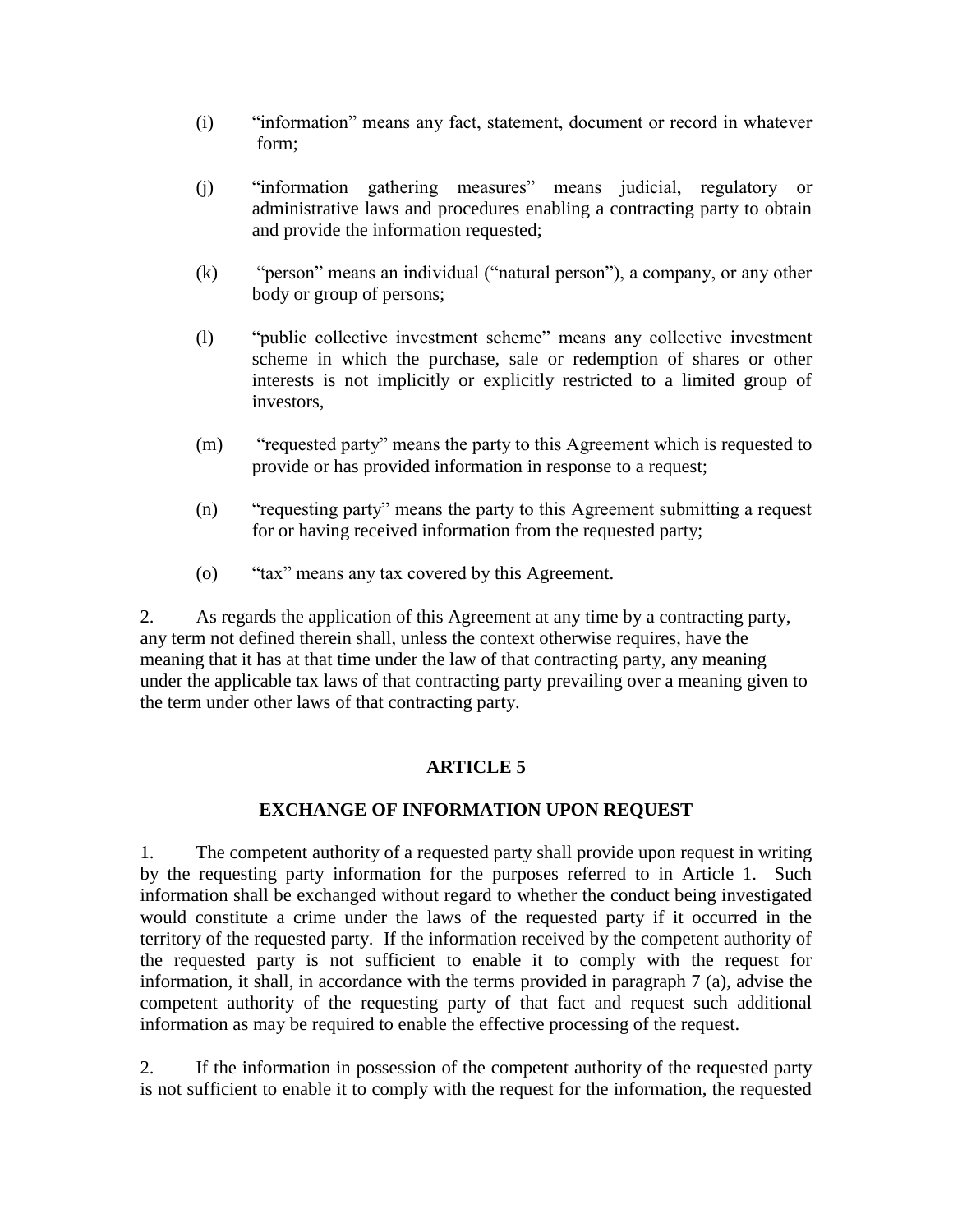(i) "information" means any fact, statement, document or record in whatever form;

(j) "information gathering measures" means judicial, regulatory or administrative laws and procedures enabling a contracting party to obtain and provide the information requested;

(k) "person" means an individual ("natural person"), a company, or any other body or group of persons;

(l) "public collective investment scheme" means any collective investment scheme in which the purchase, sale or redemption of shares or other interests is not implicitly or explicitly restricted to a limited group of investors,

(m) "requested party" means the party to this Agreement which is requested to provide or has provided information in response to a request;

(n) "requesting party" means the party to this Agreement submitting a request for or having received information from the requested party;

(o) "tax" means any tax covered by this Agreement.

2. As regards the application of this Agreement at any time by a contracting party, any term not defined therein shall, unless the context otherwise requires, have the meaning that it has at that time under the law of that contracting party, any meaning under the applicable tax laws of that contracting party prevailing over a meaning given to the term under other laws of that contracting party.

## ARTICLE 5

## EXCHANGE OF INFORMATION UPON REQUEST

1. The competent authority of a requested party shall provide upon request in writing by the requesting party information for the purposes referred to in Article 1. Such information shall be exchanged without regard to whether the conduct being investigated would constitute a crime under the laws of the requested party if it occurred in the territory of the requested party. If the information received by the competent authority of the requested party is not sufficient to enable it to comply with the request for information, it shall, in accordance with the terms provided in paragraph 7 (a), advise the competent authority of the requesting party of that fact and request such additional information as may be required to enable the effective processing of the request.

2. If the information in possession of the competent authority of the requested party is not sufficient to enable it to comply with the request for the information, the requested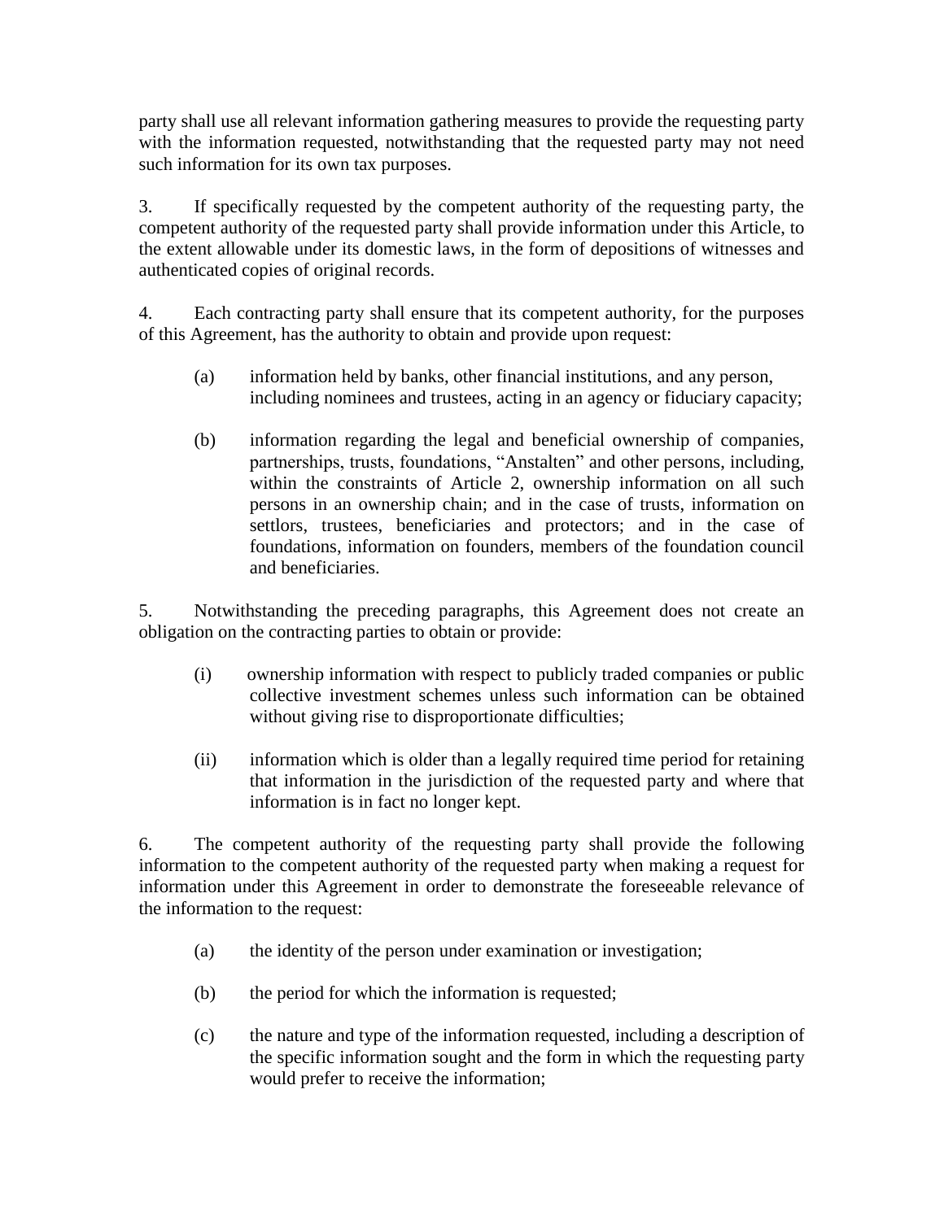party shall use all relevant information gathering measures to provide the requesting party with the information requested, notwithstanding that the requested party may not need such information for its own tax purposes.

3. If specifically requested by the competent authority of the requesting party, the competent authority of the requested party shall provide information under this Article, to the extent allowable under its domestic laws, in the form of depositions of witnesses and authenticated copies of original records.

4. Each contracting party shall ensure that its competent authority, for the purposes of this Agreement, has the authority to obtain and provide upon request:

(a) information held by banks, other financial institutions, and any person, including nominees and trustees, acting in an agency or fiduciary capacity;

(b) information regarding the legal and beneficial ownership of companies, partnerships, trusts, foundations, "Anstalten" and other persons, including, within the constraints of Article 2, ownership information on all such persons in an ownership chain; and in the case of trusts, information on settlors, trustees, beneficiaries and protectors; and in the case of foundations, information on founders, members of the foundation council and beneficiaries.

5. Notwithstanding the preceding paragraphs, this Agreement does not create an obligation on the contracting parties to obtain or provide:

(i) ownership information with respect to publicly traded companies or public collective investment schemes unless such information can be obtained without giving rise to disproportionate difficulties;

(ii) information which is older than a legally required time period for retaining that information in the jurisdiction of the requested party and where that information is in fact no longer kept.

6. The competent authority of the requesting party shall provide the following information to the competent authority of the requested party when making a request for information under this Agreement in order to demonstrate the foreseeable relevance of the information to the request:

(a) the identity of the person under examination or investigation;

(b) the period for which the information is requested;

(c) the nature and type of the information requested, including a description of the specific information sought and the form in which the requesting party would prefer to receive the information;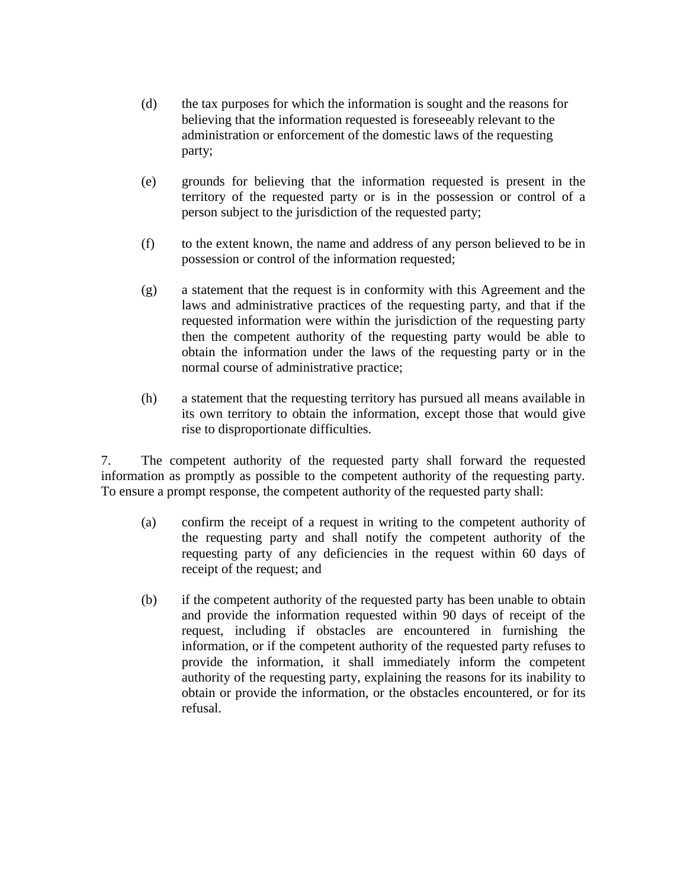(d) the tax purposes for which the information is sought and the reasons for believing that the information requested is foreseeably relevant to the administration or enforcement of the domestic laws of the requesting party;

(e) grounds for believing that the information requested is present in the territory of the requested party or is in the possession or control of a person subject to the jurisdiction of the requested party;

(f) to the extent known, the name and address of any person believed to be in possession or control of the information requested;

(g) a statement that the request is in conformity with this Agreement and the laws and administrative practices of the requesting party, and that if the requested information were within the jurisdiction of the requesting party then the competent authority of the requesting party would be able to obtain the information under the laws of the requesting party or in the normal course of administrative practice;

(h) a statement that the requesting territory has pursued all means available in its own territory to obtain the information, except those that would give rise to disproportionate difficulties.

7. The competent authority of the requested party shall forward the requested information as promptly as possible to the competent authority of the requesting party. To ensure a prompt response, the competent authority of the requested party shall:

(a) confirm the receipt of a request in writing to the competent authority of the requesting party and shall notify the competent authority of the requesting party of any deficiencies in the request within 60 days of receipt of the request; and

(b) if the competent authority of the requested party has been unable to obtain and provide the information requested within 90 days of receipt of the request, including if obstacles are encountered in furnishing the information, or if the competent authority of the requested party refuses to provide the information, it shall immediately inform the competent authority of the requesting party, explaining the reasons for its inability to obtain or provide the information, or the obstacles encountered, or for its refusal.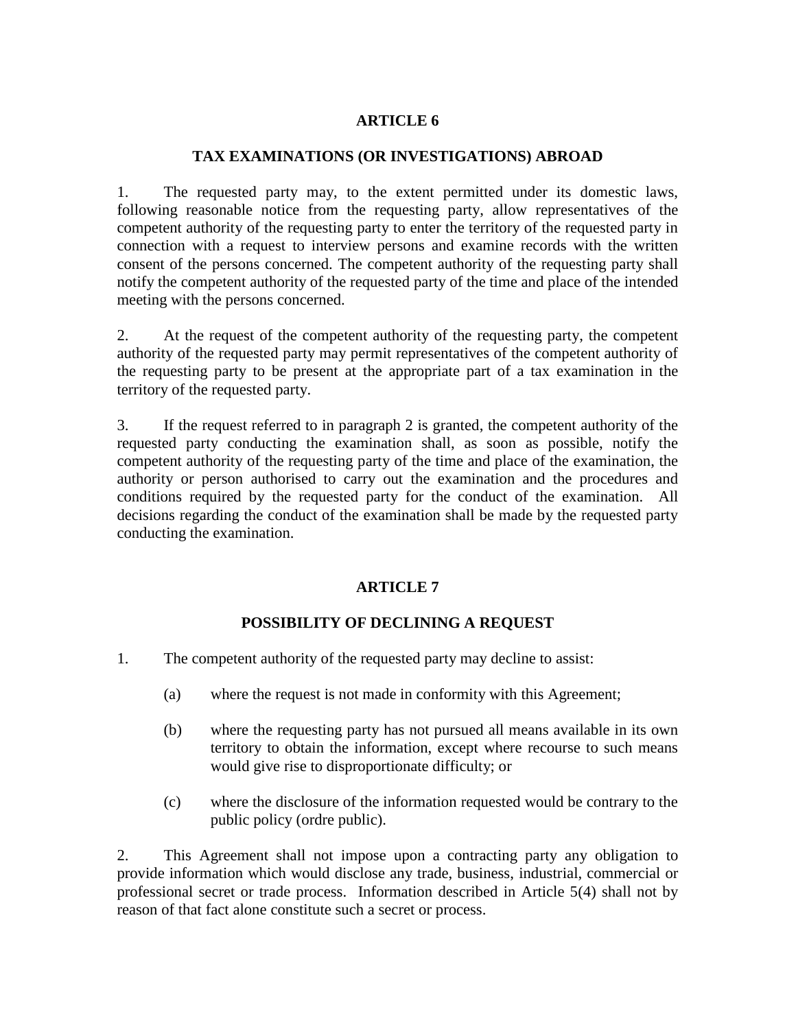## ARTICLE 6

### TAX EXAMINATIONS (OR INVESTIGATIONS) ABROAD

1. The requested party may, to the extent permitted under its domestic laws, following reasonable notice from the requesting party, allow representatives of the competent authority of the requesting party to enter the territory of the requested party in connection with a request to interview persons and examine records with the written consent of the persons concerned. The competent authority of the requesting party shall notify the competent authority of the requested party of the time and place of the intended meeting with the persons concerned.

2. At the request of the competent authority of the requesting party, the competent authority of the requested party may permit representatives of the competent authority of the requesting party to be present at the appropriate part of a tax examination in the territory of the requested party.

3. If the request referred to in paragraph 2 is granted, the competent authority of the requested party conducting the examination shall, as soon as possible, notify the competent authority of the requesting party of the time and place of the examination, the authority or person authorised to carry out the examination and the procedures and conditions required by the requested party for the conduct of the examination. All decisions regarding the conduct of the examination shall be made by the requested party conducting the examination.

## ARTICLE 7

### POSSIBILITY OF DECLINING A REQUEST

1. The competent authority of the requested party may decline to assist:

   (a) where the request is not made in conformity with this Agreement;

   (b) where the requesting party has not pursued all means available in its own territory to obtain the information, except where recourse to such means would give rise to disproportionate difficulty; or

   (c) where the disclosure of the information requested would be contrary to the public policy (ordre public).

2. This Agreement shall not impose upon a contracting party any obligation to provide information which would disclose any trade, business, industrial, commercial or professional secret or trade process. Information described in Article 5(4) shall not by reason of that fact alone constitute such a secret or process.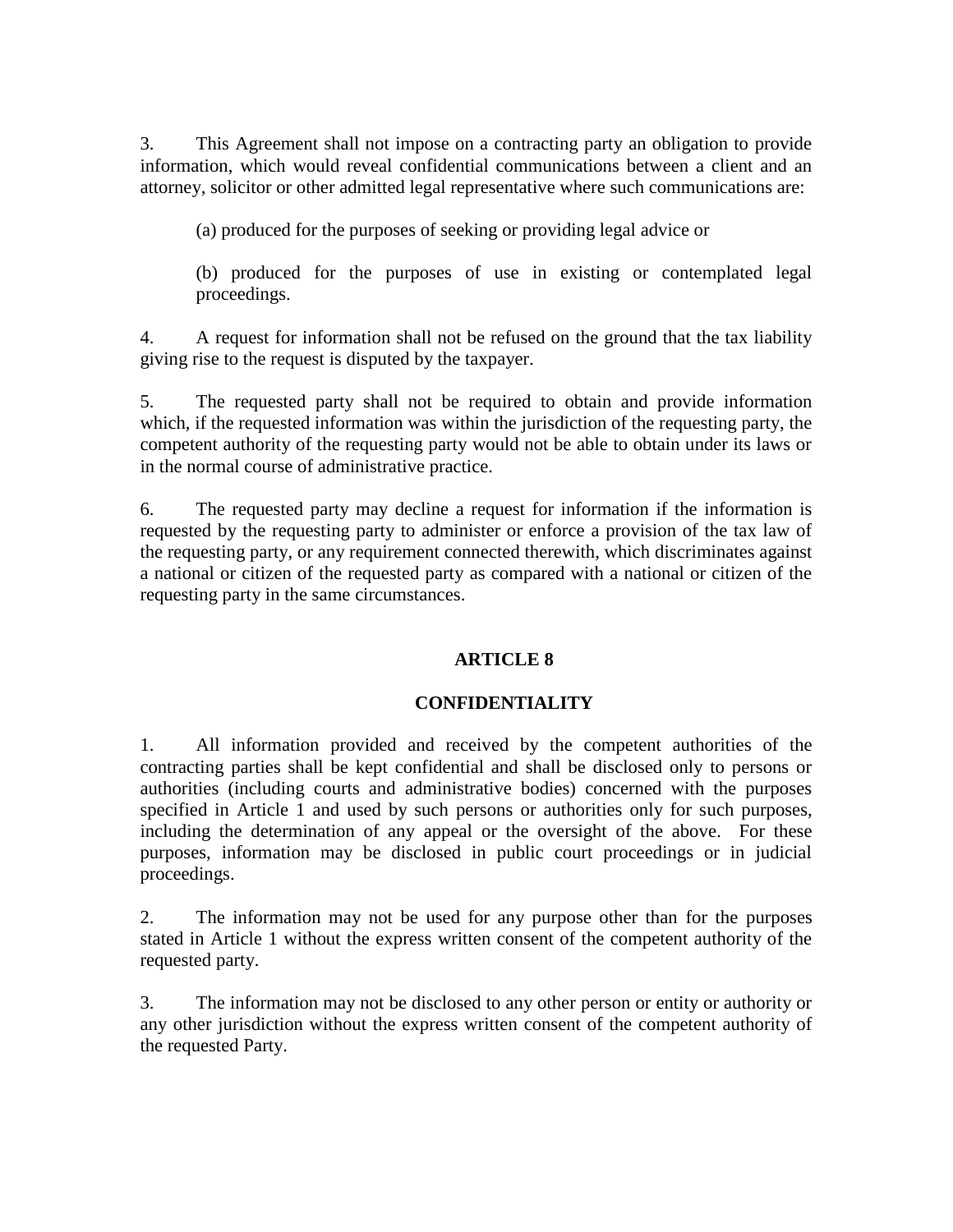3. This Agreement shall not impose on a contracting party an obligation to provide information, which would reveal confidential communications between a client and an attorney, solicitor or other admitted legal representative where such communications are:

(a) produced for the purposes of seeking or providing legal advice or

(b) produced for the purposes of use in existing or contemplated legal proceedings.

4. A request for information shall not be refused on the ground that the tax liability giving rise to the request is disputed by the taxpayer.

5. The requested party shall not be required to obtain and provide information which, if the requested information was within the jurisdiction of the requesting party, the competent authority of the requesting party would not be able to obtain under its laws or in the normal course of administrative practice.

6. The requested party may decline a request for information if the information is requested by the requesting party to administer or enforce a provision of the tax law of the requesting party, or any requirement connected therewith, which discriminates against a national or citizen of the requested party as compared with a national or citizen of the requesting party in the same circumstances.

## ARTICLE 8

## CONFIDENTIALITY

1. All information provided and received by the competent authorities of the contracting parties shall be kept confidential and shall be disclosed only to persons or authorities (including courts and administrative bodies) concerned with the purposes specified in Article 1 and used by such persons or authorities only for such purposes, including the determination of any appeal or the oversight of the above. For these purposes, information may be disclosed in public court proceedings or in judicial proceedings.

2. The information may not be used for any purpose other than for the purposes stated in Article 1 without the express written consent of the competent authority of the requested party.

3. The information may not be disclosed to any other person or entity or authority or any other jurisdiction without the express written consent of the competent authority of the requested Party.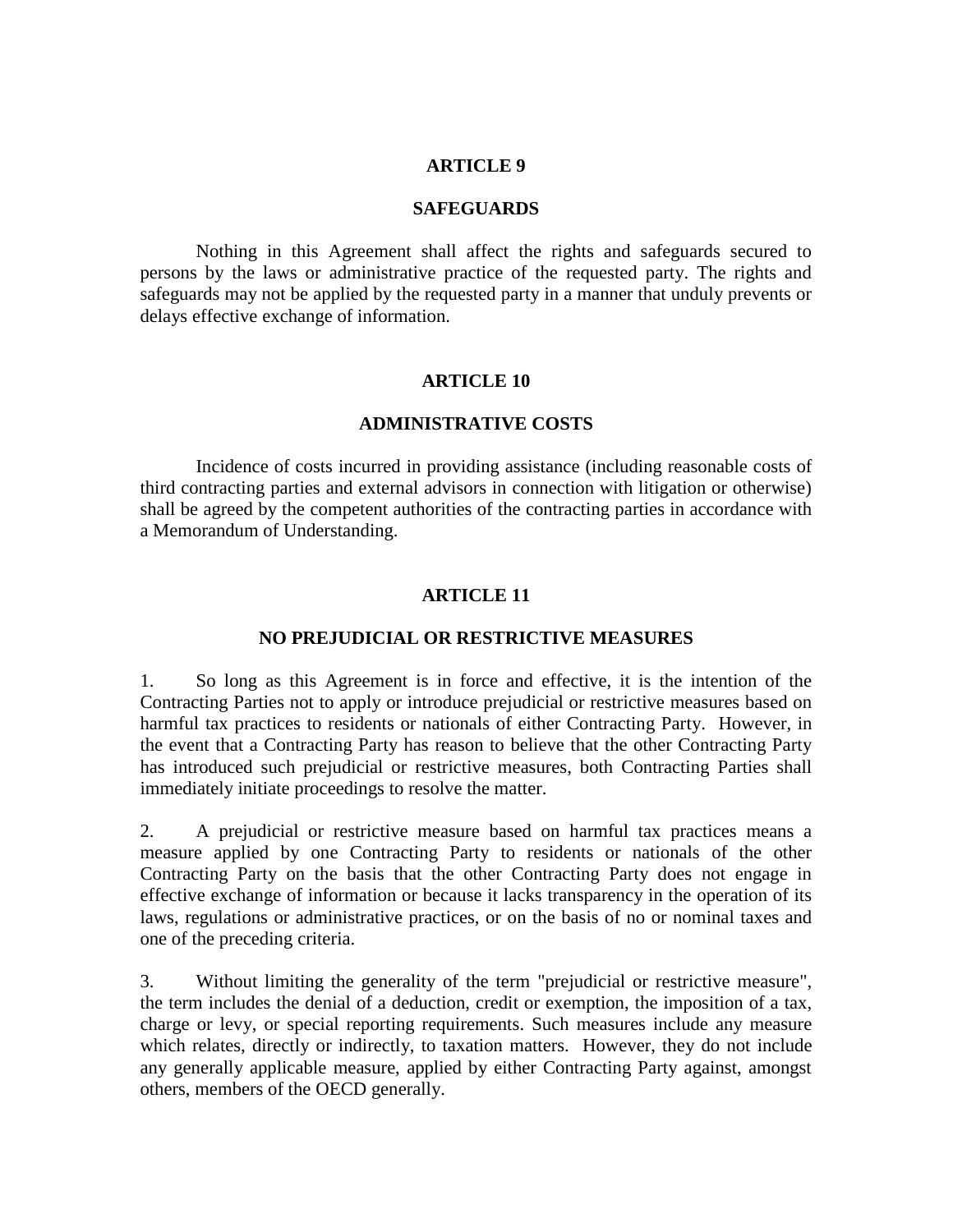## ARTICLE 9

## SAFEGUARDS

Nothing in this Agreement shall affect the rights and safeguards secured to persons by the laws or administrative practice of the requested party. The rights and safeguards may not be applied by the requested party in a manner that unduly prevents or delays effective exchange of information.

## ARTICLE 10

## ADMINISTRATIVE COSTS

Incidence of costs incurred in providing assistance (including reasonable costs of third contracting parties and external advisors in connection with litigation or otherwise) shall be agreed by the competent authorities of the contracting parties in accordance with a Memorandum of Understanding.

## ARTICLE 11

## NO PREJUDICIAL OR RESTRICTIVE MEASURES

1. So long as this Agreement is in force and effective, it is the intention of the Contracting Parties not to apply or introduce prejudicial or restrictive measures based on harmful tax practices to residents or nationals of either Contracting Party. However, in the event that a Contracting Party has reason to believe that the other Contracting Party has introduced such prejudicial or restrictive measures, both Contracting Parties shall immediately initiate proceedings to resolve the matter.

2. A prejudicial or restrictive measure based on harmful tax practices means a measure applied by one Contracting Party to residents or nationals of the other Contracting Party on the basis that the other Contracting Party does not engage in effective exchange of information or because it lacks transparency in the operation of its laws, regulations or administrative practices, or on the basis of no or nominal taxes and one of the preceding criteria.

3. Without limiting the generality of the term "prejudicial or restrictive measure", the term includes the denial of a deduction, credit or exemption, the imposition of a tax, charge or levy, or special reporting requirements. Such measures include any measure which relates, directly or indirectly, to taxation matters. However, they do not include any generally applicable measure, applied by either Contracting Party against, amongst others, members of the OECD generally.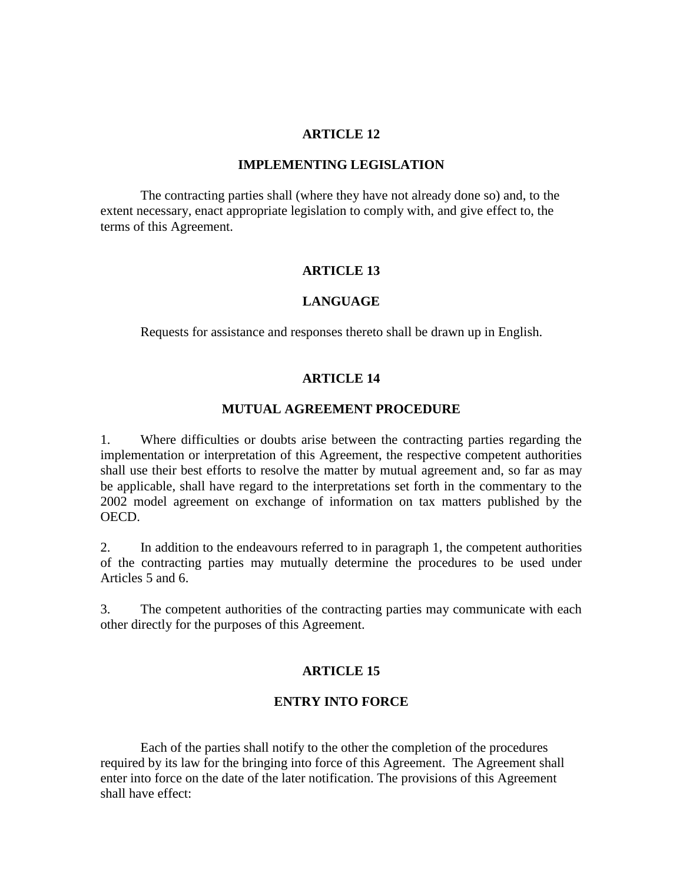## ARTICLE 12

## IMPLEMENTING LEGISLATION

The contracting parties shall (where they have not already done so) and, to the extent necessary, enact appropriate legislation to comply with, and give effect to, the terms of this Agreement.

## ARTICLE 13

## LANGUAGE

Requests for assistance and responses thereto shall be drawn up in English.

## ARTICLE 14

## MUTUAL AGREEMENT PROCEDURE

1. Where difficulties or doubts arise between the contracting parties regarding the implementation or interpretation of this Agreement, the respective competent authorities shall use their best efforts to resolve the matter by mutual agreement and, so far as may be applicable, shall have regard to the interpretations set forth in the commentary to the 2002 model agreement on exchange of information on tax matters published by the OECD.

2. In addition to the endeavours referred to in paragraph 1, the competent authorities of the contracting parties may mutually determine the procedures to be used under Articles 5 and 6.

3. The competent authorities of the contracting parties may communicate with each other directly for the purposes of this Agreement.

## ARTICLE 15

## ENTRY INTO FORCE

Each of the parties shall notify to the other the completion of the procedures required by its law for the bringing into force of this Agreement. The Agreement shall enter into force on the date of the later notification. The provisions of this Agreement shall have effect: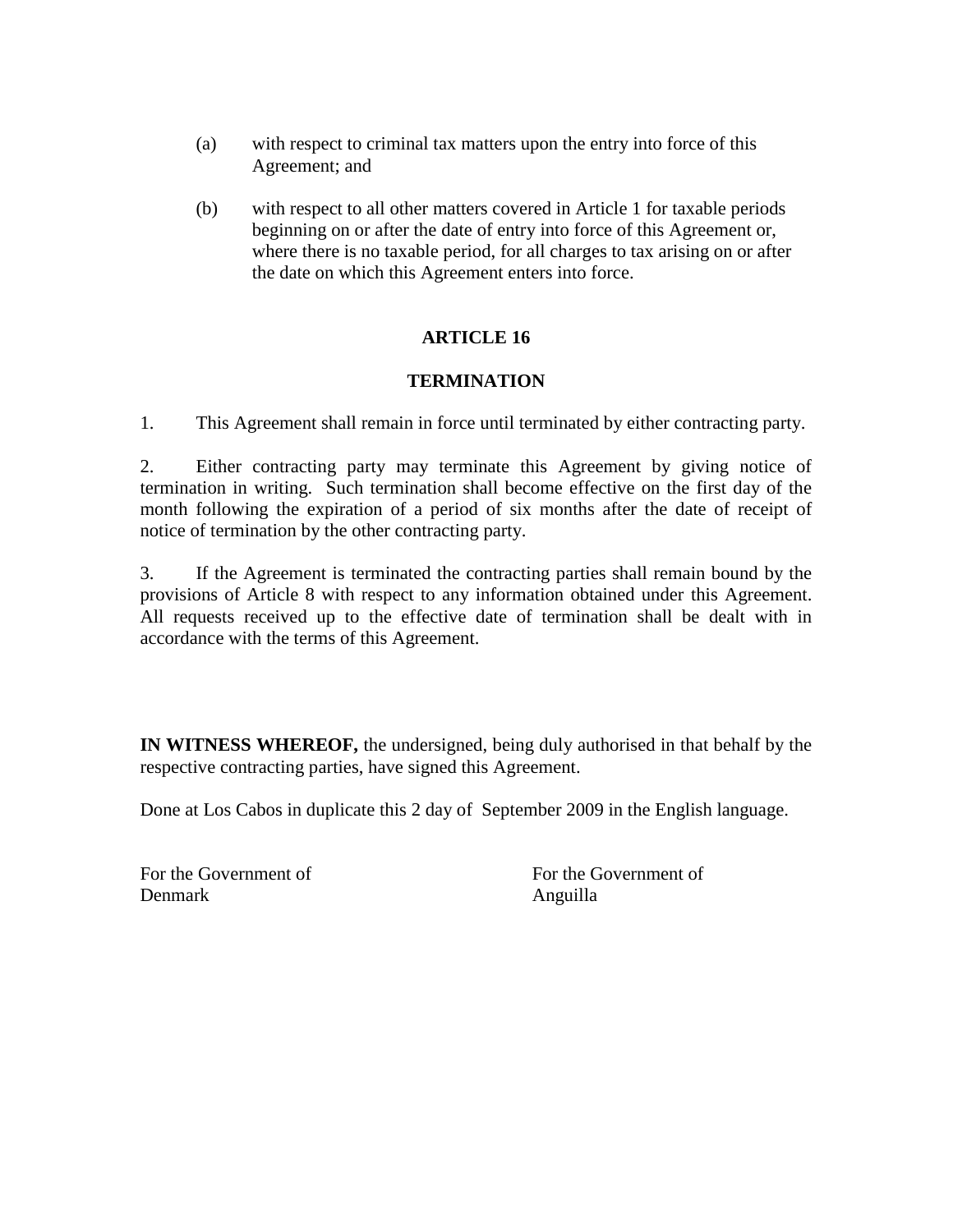(a) with respect to criminal tax matters upon the entry into force of this Agreement; and

(b) with respect to all other matters covered in Article 1 for taxable periods beginning on or after the date of entry into force of this Agreement or, where there is no taxable period, for all charges to tax arising on or after the date on which this Agreement enters into force.

## ARTICLE 16

## TERMINATION

1. This Agreement shall remain in force until terminated by either contracting party.

2. Either contracting party may terminate this Agreement by giving notice of termination in writing. Such termination shall become effective on the first day of the month following the expiration of a period of six months after the date of receipt of notice of termination by the other contracting party.

3. If the Agreement is terminated the contracting parties shall remain bound by the provisions of Article 8 with respect to any information obtained under this Agreement. All requests received up to the effective date of termination shall be dealt with in accordance with the terms of this Agreement.

**IN WITNESS WHEREOF,** the undersigned, being duly authorised in that behalf by the respective contracting parties, have signed this Agreement.

Done at Los Cabos in duplicate this 2 day of September 2009 in the English language.

For the Government of Denmark

For the Government of Anguilla